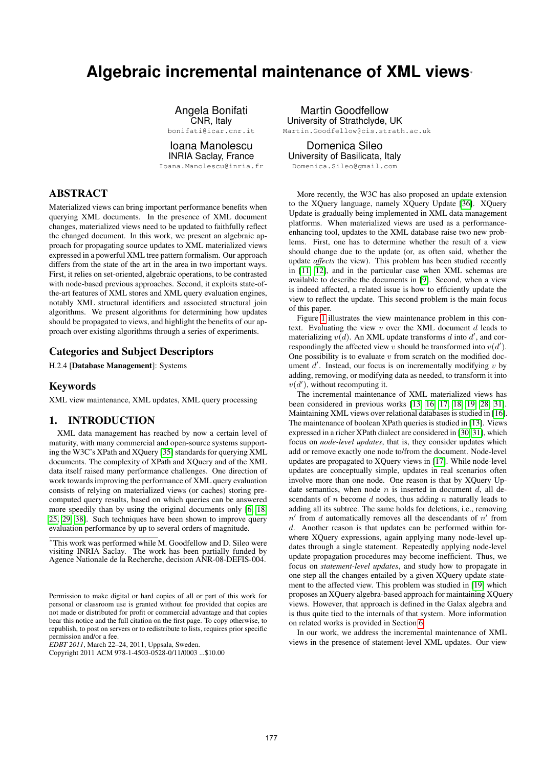# Algebraic incremental maintenance of XML views*

Angela Bonifati
CNR, Italy
bonifati@icar.cnr.it

Martin Goodfellow
University of Strathclyde, UK
Martin.Goodfellow@cis.strath.ac.uk

Ioana Manolescu
INRIA Saclay, France
Ioana.Manolescu@inria.fr

Domenica Sileo
University of Basilicata, Italy
Domenica.Sileo@gmail.com

## ABSTRACT

Materialized views can bring important performance benefits when querying XML documents. In the presence of XML document changes, materialized views need to be updated to faithfully reflect the changed document. In this work, we present an algebraic approach for propagating source updates to XML materialized views expressed in a powerful XML tree pattern formalism. Our approach differs from the state of the art in the area in two important ways. First, it relies on set-oriented, algebraic operations, to be contrasted with node-based previous approaches. Second, it exploits state-of-the-art features of XML stores and XML query evaluation engines, notably XML structural identifiers and associated structural join algorithms. We present algorithms for determining how updates should be propagated to views, and highlight the benefits of our approach over existing algorithms through a series of experiments.

## Categories and Subject Descriptors

H.2.4 [**Database Management**]: Systems

## Keywords

XML view maintenance, XML updates, XML query processing

## 1. INTRODUCTION

XML data management has reached by now a certain level of maturity, with many commercial and open-source systems supporting the W3C's XPath and XQuery [35] standards for querying XML documents. The complexity of XPath and XQuery and of the XML data itself raised many performance challenges. One direction of work towards improving the performance of XML query evaluation consists of relying on materialized views (or caches) storing precomputed query results, based on which queries can be answered more speedily than by using the original documents only [6, 18, 25, 29, 38]. Such techniques have been shown to improve query evaluation performance by up to several orders of magnitude.

*This work was performed while M. Goodfellow and D. Sileo were visiting INRIA Saclay. The work has been partially funded by Agence Nationale de la Recherche, decision ANR-08-DEFIS-004.

Permission to make digital or hard copies of all or part of this work for personal or classroom use is granted without fee provided that copies are not made or distributed for profit or commercial advantage and that copies bear this notice and the full citation on the first page. To copy otherwise, to republish, to post on servers or to redistribute to lists, requires prior specific permission and/or a fee.
*EDBT 2011*, March 22–24, 2011, Uppsala, Sweden.
Copyright 2011 ACM 978-1-4503-0528-0/11/0003 ...$10.00

More recently, the W3C has also proposed an update extension to the XQuery language, namely XQuery Update [36]. XQuery Update is gradually being implemented in XML data management platforms. When materialized views are used as a performance-enhancing tool, updates to the XML database raise two new problems. First, one has to determine whether the result of a view should change due to the update (or, as often said, whether the update *affects* the view). This problem has been studied recently in [11, 12], and in the particular case when XML schemas are available to describe the documents in [9]. Second, when a view is indeed affected, a related issue is how to efficiently update the view to reflect the update. This second problem is the main focus of this paper.

Figure 1 illustrates the view maintenance problem in this context. Evaluating the view $v$ over the XML document $d$ leads to materializing $v(d)$. An XML update transforms $d$ into $d'$, and correspondingly the affected view $v$ should be transformed into $v(d')$. One possibility is to evaluate $v$ from scratch on the modified document $d'$. Instead, our focus is on incrementally modifying $v$ by adding, removing, or modifying data as needed, to transform it into $v(d')$, without recomputing it.

The incremental maintenance of XML materialized views has been considered in previous works [13, 16, 17, 18, 19, 28, 31]. Maintaining XML views over relational databases is studied in [16]. The maintenance of boolean XPath queries is studied in [13]. Views expressed in a richer XPath dialect are considered in [30, 31], which focus on *node-level updates*, that is, they consider updates which add or remove exactly one node to/from the document. Node-level updates are propagated to XQuery views in [17]. While node-level updates are conceptually simple, updates in real scenarios often involve more than one node. One reason is that by XQuery Update semantics, when node $n$ is inserted in document $d$, all descendants of $n$ become $d$ nodes, thus adding $n$ naturally leads to adding all its subtree. The same holds for deletions, i.e., removing $n'$ from $d$ automatically removes all the descendants of $n'$ from $d$. Another reason is that updates can be performed within for-where XQuery expressions, again applying many node-level updates through a single statement. Repeatedly applying node-level update propagation procedures may become inefficient. Thus, we focus on *statement-level updates*, and study how to propagate in one step all the changes entailed by a given XQuery update statement to the affected view. This problem was studied in [19] which proposes an XQuery algebra-based approach for maintaining XQuery views. However, that approach is defined in the Galax algebra and is thus quite tied to the internals of that system. More information on related works is provided in Section 6.

In our work, we address the incremental maintenance of XML views in the presence of statement-level XML updates. Our view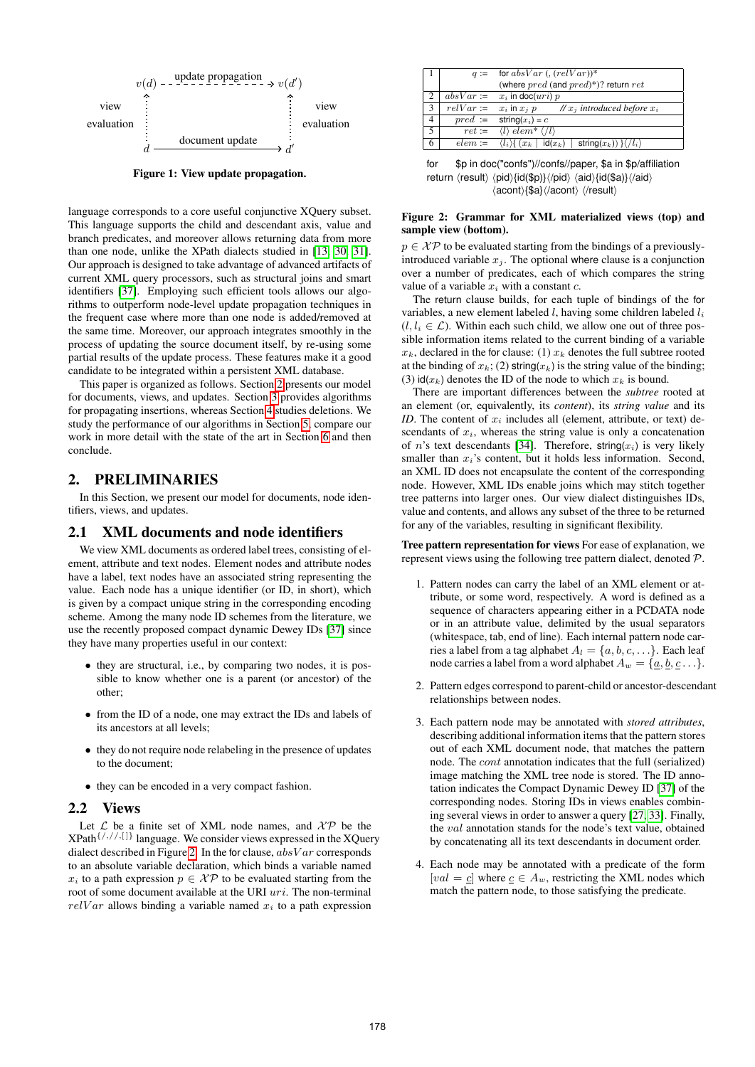$v(d)$ - - - update propagation - - - → $v(d')$

view evaluation (d → v(d)); view evaluation (d' → v(d'))

$d$ ——— document update ——→ $d'$

**Figure 1: View update propagation.**

language corresponds to a core useful conjunctive XQuery subset. This language supports the child and descendant axis, value and branch predicates, and moreover allows returning data from more than one node, unlike the XPath dialects studied in [13, 30, 31]. Our approach is designed to take advantage of advanced artifacts of current XML query processors, such as structural joins and smart identifiers [37]. Employing such efficient tools allows our algorithms to outperform node-level update propagation techniques in the frequent case where more than one node is added/removed at the same time. Moreover, our approach integrates smoothly in the process of updating the source document itself, by re-using some partial results of the update process. These features make it a good candidate to be integrated within a persistent XML database.

This paper is organized as follows. Section 2 presents our model for documents, views, and updates. Section 3 provides algorithms for propagating insertions, whereas Section 4 studies deletions. We study the performance of our algorithms in Section 5, compare our work in more detail with the state of the art in Section 6 and then conclude.

## 2. PRELIMINARIES

In this Section, we present our model for documents, node identifiers, views, and updates.

### 2.1 XML documents and node identifiers

We view XML documents as ordered label trees, consisting of element, attribute and text nodes. Element nodes and attribute nodes have a label, text nodes have an associated string representing the value. Each node has a unique identifier (or ID, in short), which is given by a compact unique string in the corresponding encoding scheme. Among the many node ID schemes from the literature, we use the recently proposed compact dynamic Dewey IDs [37] since they have many properties useful in our context:

- they are structural, i.e., by comparing two nodes, it is possible to know whether one is a parent (or ancestor) of the other;
- from the ID of a node, one may extract the IDs and labels of its ancestors at all levels;
- they do not require node relabeling in the presence of updates to the document;
- they can be encoded in a very compact fashion.

### 2.2 Views

Let $\mathcal{L}$ be a finite set of XML node names, and $\mathcal{XP}$ be the XPath$^{\{/,//,[\,]\}}$ language. We consider views expressed in the XQuery dialect described in Figure 2. In the for clause, $absVar$ corresponds to an absolute variable declaration, which binds a variable named $x_i$ to a path expression $p \in \mathcal{XP}$ to be evaluated starting from the root of some document available at the URI $uri$. The non-terminal $relVar$ allows binding a variable named $x_i$ to a path expression $p \in \mathcal{XP}$ to be evaluated starting from the bindings of a previously-introduced variable $x_j$. The optional where clause is a conjunction over a number of predicates, each of which compares the string value of a variable $x_i$ with a constant $c$.

| | | |
|---|---|---|
| 1 | $q :=$ | for $absVar$ (, $(relVar)$)* (where $pred$ (and $pred$)*)? return $ret$ |
| 2 | $absVar :=$ | $x_i$ in doc($uri$) $p$ |
| 3 | $relVar :=$ | $x_i$ in $x_j$ $p$ // $x_j$ *introduced before* $x_i$ |
| 4 | $pred :=$ | string($x_i$) = $c$ |
| 5 | $ret :=$ | ⟨$l$⟩ $elem$* ⟨/$l$⟩ |
| 6 | $elem :=$ | ⟨$l_i$⟩{ ($x_k$ \| id($x_k$) \| string($x_k$)) }⟨/$l_i$⟩ |

```
for    $p in doc("confs")//confs//paper, $a in $p/affiliation
return ⟨result⟩ ⟨pid⟩{id($p)}⟨/pid⟩ ⟨aid⟩{id($a)}⟨/aid⟩
       ⟨acont⟩{$a}⟨/acont⟩ ⟨/result⟩
```

**Figure 2: Grammar for XML materialized views (top) and sample view (bottom).**

The return clause builds, for each tuple of bindings of the for variables, a new element labeled $l$, having some children labeled $l_i$ ($l, l_i \in \mathcal{L}$). Within each such child, we allow one out of three possible information items related to the current binding of a variable $x_k$, declared in the for clause: (1) $x_k$ denotes the full subtree rooted at the binding of $x_k$; (2) string($x_k$) is the string value of the binding; (3) id($x_k$) denotes the ID of the node to which $x_k$ is bound.

There are important differences between the *subtree* rooted at an element (or, equivalently, its *content*), its *string value* and its *ID*. The content of $x_i$ includes all (element, attribute, or text) descendants of $x_i$, whereas the string value is only a concatenation of $n$'s text descendants [34]. Therefore, string($x_i$) is very likely smaller than $x_i$'s content, but it holds less information. Second, an XML ID does not encapsulate the content of the corresponding node. However, XML IDs enable joins which may stitch together tree patterns into larger ones. Our view dialect distinguishes IDs, value and contents, and allows any subset of the three to be returned for any of the variables, resulting in significant flexibility.

**Tree pattern representation for views** For ease of explanation, we represent views using the following tree pattern dialect, denoted $\mathcal{P}$.

1. Pattern nodes can carry the label of an XML element or attribute, or some word, respectively. A word is defined as a sequence of characters appearing either in a PCDATA node or in an attribute value, delimited by the usual separators (whitespace, tab, end of line). Each internal pattern node carries a label from a tag alphabet $A_l = \{a, b, c, \ldots\}$. Each leaf node carries a label from a word alphabet $A_w = \{\underline{a}, \underline{b}, \underline{c} \ldots\}$.
2. Pattern edges correspond to parent-child or ancestor-descendant relationships between nodes.
3. Each pattern node may be annotated with *stored attributes*, describing additional information items that the pattern stores out of each XML document node, that matches the pattern node. The $cont$ annotation indicates that the full (serialized) image matching the XML tree node is stored. The ID annotation indicates the Compact Dynamic Dewey ID [37] of the corresponding nodes. Storing IDs in views enables combining several views in order to answer a query [27, 33]. Finally, the $val$ annotation stands for the node's text value, obtained by concatenating all its text descendants in document order.
4. Each node may be annotated with a predicate of the form $[val = \underline{c}]$ where $\underline{c} \in A_w$, restricting the XML nodes which match the pattern node, to those satisfying the predicate.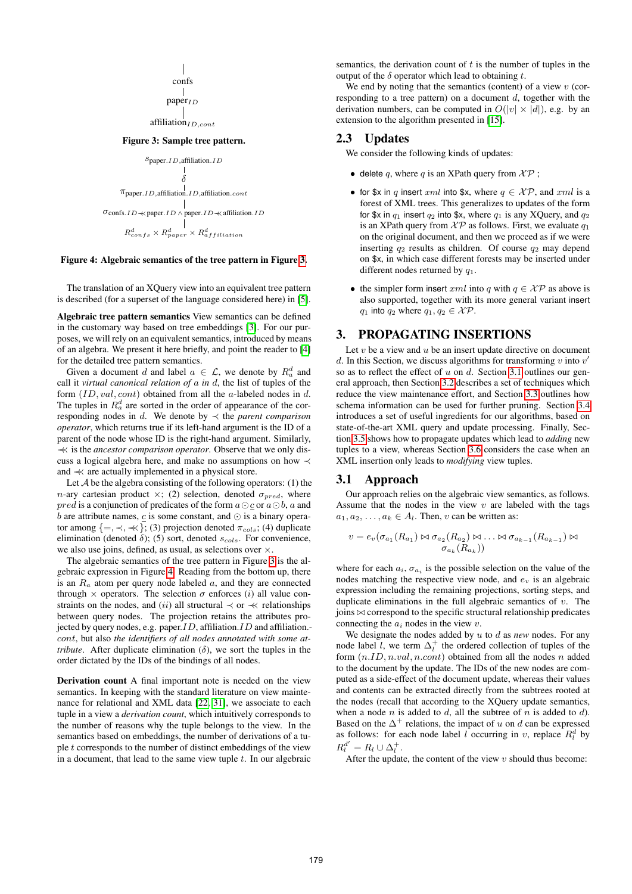|
confs
|
$\text{paper}_{ID}$
|
$\text{affiliation}_{ID,cont}$

**Figure 3: Sample tree pattern.**

$$s_{\text{paper}.ID,\text{affiliation}.ID}$$
$$\delta$$
$$\pi_{\text{paper}.ID,\text{affiliation}.ID,\text{affiliation}.cont}$$
$$\sigma_{\text{confs}.ID \prec\!\!\prec \text{paper}.ID \wedge \text{paper}.ID \prec\!\!\prec \text{affiliation}.ID}$$
$$R^d_{confs} \times R^d_{paper} \times R^d_{affiliation}$$

**Figure 4: Algebraic semantics of the tree pattern in Figure 3.**

The translation of an XQuery view into an equivalent tree pattern is described (for a superset of the language considered here) in [5].

**Algebraic tree pattern semantics** View semantics can be defined in the customary way based on tree embeddings [3]. For our purposes, we will rely on an equivalent semantics, introduced by means of an algebra. We present it here briefly, and point the reader to [4] for the detailed tree pattern semantics.

Given a document $d$ and label $a \in \mathcal{L}$, we denote by $R^d_a$ and call it *virtual canonical relation of $a$ in $d$*, the list of tuples of the form $(ID, val, cont)$ obtained from all the $a$-labeled nodes in $d$. The tuples in $R^d_a$ are sorted in the order of appearance of the corresponding nodes in $d$. We denote by $\prec$ the *parent comparison operator*, which returns true if its left-hand argument is the ID of a parent of the node whose ID is the right-hand argument. Similarly, $\prec\!\!\prec$ is the *ancestor comparison operator*. Observe that we only discuss a logical algebra here, and make no assumptions on how $\prec$ and $\prec\!\!\prec$ are actually implemented in a physical store.

Let $\mathcal{A}$ be the algebra consisting of the following operators: (1) the $n$-ary cartesian product $\times$; (2) selection, denoted $\sigma_{pred}$, where $pred$ is a conjunction of predicates of the form $a \odot \underline{c}$ or $a \odot b$, $a$ and $b$ are attribute names, $\underline{c}$ is some constant, and $\odot$ is a binary operator among $\{=, \prec, \prec\!\!\prec\}$; (3) projection denoted $\pi_{cols}$; (4) duplicate elimination (denoted $\delta$); (5) sort, denoted $s_{cols}$. For convenience, we also use joins, defined, as usual, as selections over $\times$.

The algebraic semantics of the tree pattern in Figure 3 is the algebraic expression in Figure 4. Reading from the bottom up, there is an $R_a$ atom per query node labeled $a$, and they are connected through $\times$ operators. The selection $\sigma$ enforces ($i$) all value constraints on the nodes, and ($ii$) all structural $\prec$ or $\prec\!\!\prec$ relationships between query nodes. The projection retains the attributes projected by query nodes, e.g. paper.$ID$, affiliation.$ID$ and affiliation.$cont$, but also *the identifiers of all nodes annotated with some attribute*. After duplicate elimination ($\delta$), we sort the tuples in the order dictated by the IDs of the bindings of all nodes.

**Derivation count** A final important note is needed on the view semantics. In keeping with the standard literature on view maintenance for relational and XML data [22, 31], we associate to each tuple in a view a *derivation count*, which intuitively corresponds to the number of reasons why the tuple belongs to the view. In the semantics based on embeddings, the number of derivations of a tuple $t$ corresponds to the number of distinct embeddings of the view in a document, that lead to the same view tuple $t$. In our algebraic semantics, the derivation count of $t$ is the number of tuples in the output of the $\delta$ operator which lead to obtaining $t$.

We end by noting that the semantics (content) of a view $v$ (corresponding to a tree pattern) on a document $d$, together with the derivation numbers, can be computed in $O(|v| \times |d|)$, e.g. by an extension to the algorithm presented in [15].

## 2.3 Updates

We consider the following kinds of updates:

- delete $q$, where $q$ is an XPath query from $\mathcal{XP}$ ;
- for \$x in $q$ insert $xml$ into \$x, where $q \in \mathcal{XP}$, and $xml$ is a forest of XML trees. This generalizes to updates of the form for \$x in $q_1$ insert $q_2$ into \$x, where $q_1$ is any XQuery, and $q_2$ is an XPath query from $\mathcal{XP}$ as follows. First, we evaluate $q_1$ on the original document, and then we proceed as if we were inserting $q_2$ results as children. Of course $q_2$ may depend on \$x, in which case different forests may be inserted under different nodes returned by $q_1$.
- the simpler form insert $xml$ into $q$ with $q \in \mathcal{XP}$ as above is also supported, together with its more general variant insert $q_1$ into $q_2$ where $q_1, q_2 \in \mathcal{XP}$.

# 3. PROPAGATING INSERTIONS

Let $v$ be a view and $u$ be an insert update directive on document $d$. In this Section, we discuss algorithms for transforming $v$ into $v'$ so as to reflect the effect of $u$ on $d$. Section 3.1 outlines our general approach, then Section 3.2 describes a set of techniques which reduce the view maintenance effort, and Section 3.3 outlines how schema information can be used for further pruning. Section 3.4 introduces a set of useful ingredients for our algorithms, based on state-of-the-art XML query and update processing. Finally, Section 3.5 shows how to propagate updates which lead to *adding* new tuples to a view, whereas Section 3.6 considers the case when an XML insertion only leads to *modifying* view tuples.

## 3.1 Approach

Our approach relies on the algebraic view semantics, as follows. Assume that the nodes in the view $v$ are labeled with the tags $a_1, a_2, \ldots, a_k \in A_l$. Then, $v$ can be written as:

$$v = e_v(\sigma_{a_1}(R_{a_1}) \bowtie \sigma_{a_2}(R_{a_2}) \bowtie \ldots \bowtie \sigma_{a_{k-1}}(R_{a_{k-1}}) \bowtie \sigma_{a_k}(R_{a_k}))$$

where for each $a_i$, $\sigma_{a_i}$ is the possible selection on the value of the nodes matching the respective view node, and $e_v$ is an algebraic expression including the remaining projections, sorting steps, and duplicate eliminations in the full algebraic semantics of $v$. The joins $\bowtie$ correspond to the specific structural relationship predicates connecting the $a_i$ nodes in the view $v$.

We designate the nodes added by $u$ to $d$ as *new* nodes. For any node label $l$, we term $\Delta^+_l$ the ordered collection of tuples of the form $(n.ID, n.val, n.cont)$ obtained from all the nodes $n$ added to the document by the update. The IDs of the new nodes are computed as a side-effect of the document update, whereas their values and contents can be extracted directly from the subtrees rooted at the nodes (recall that according to the XQuery update semantics, when a node $n$ is added to $d$, all the subtree of $n$ is added to $d$). Based on the $\Delta^+$ relations, the impact of $u$ on $d$ can be expressed as follows: for each node label $l$ occurring in $v$, replace $R^d_l$ by $R^{d'}_l = R_l \cup \Delta^+_l$.

After the update, the content of the view $v$ should thus become: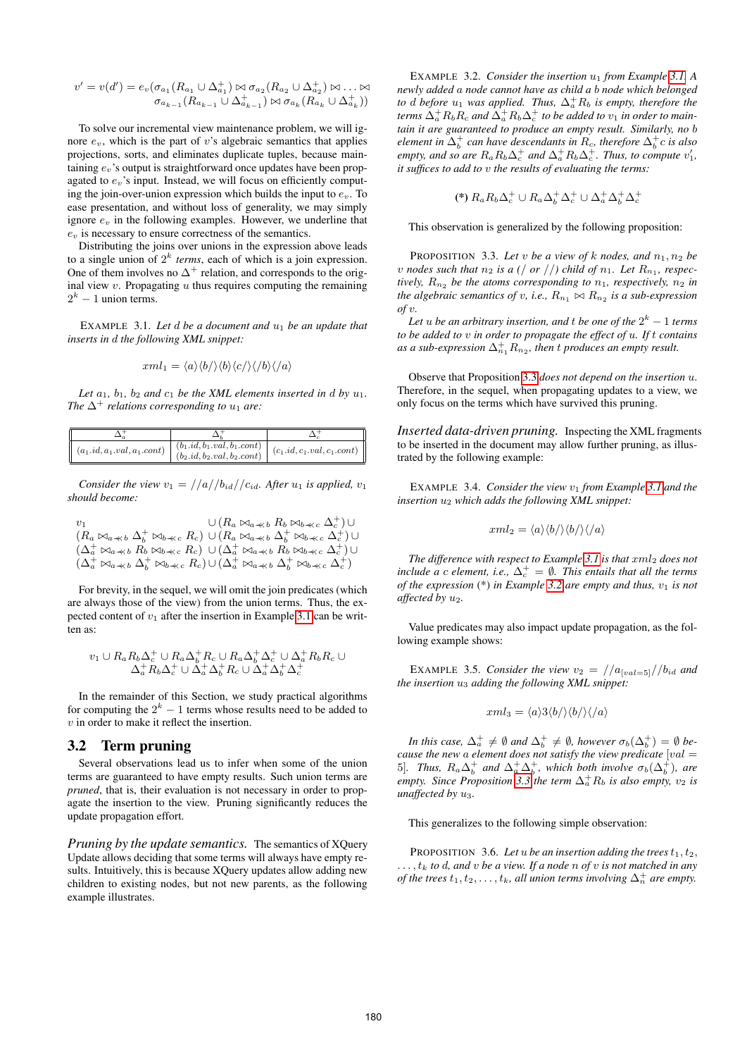$$v' = v(d') = e_v(\sigma_{a_1}(R_{a_1} \cup \Delta^+_{a_1}) \bowtie \sigma_{a_2}(R_{a_2} \cup \Delta^+_{a_2}) \bowtie \ldots \bowtie \sigma_{a_{k-1}}(R_{a_{k-1}} \cup \Delta^+_{a_{k-1}}) \bowtie \sigma_{a_k}(R_{a_k} \cup \Delta^+_{a_k}))$$

To solve our incremental view maintenance problem, we will ignore $e_v$, which is the part of $v$'s algebraic semantics that applies projections, sorts, and eliminates duplicate tuples, because maintaining $e_v$'s output is straightforward once updates have been propagated to $e_v$'s input. Instead, we will focus on efficiently computing the join-over-union expression which builds the input to $e_v$. To ease presentation, and without loss of generality, we may simply ignore $e_v$ in the following examples. However, we underline that $e_v$ is necessary to ensure correctness of the semantics.

Distributing the joins over unions in the expression above leads to a single union of $2^k$ *terms*, each of which is a join expression. One of them involves no $\Delta^+$ relation, and corresponds to the original view $v$. Propagating $u$ thus requires computing the remaining $2^k - 1$ union terms.

Example 3.1. *Let $d$ be a document and $u_1$ be an update that inserts in $d$ the following XML snippet:*

$$xml_1 = \langle a\rangle\langle b/\rangle\langle b\rangle\langle c/\rangle\langle/b\rangle\langle/a\rangle$$

*Let $a_1$, $b_1$, $b_2$ and $c_1$ be the XML elements inserted in $d$ by $u_1$. The $\Delta^+$ relations corresponding to $u_1$ are:*

| $\Delta^+_a$ | $\Delta^+_b$ | $\Delta^+_c$ |
|---|---|---|
| $(a_1.id, a_1.val, a_1.cont)$ | $(b_1.id, b_1.val, b_1.cont)$ <br> $(b_2.id, b_2.val, b_2.cont)$ | $(c_1.id, c_1.val, c_1.cont)$ |

*Consider the view $v_1 = //a//b_{id}//c_{id}$. After $u_1$ is applied, $v_1$ should become:*

$$\begin{aligned}
&v_1 \cup (R_a \bowtie_{a \ll b} R_b \bowtie_{b \ll c} \Delta^+_c) \cup \\
&(R_a \bowtie_{a \ll b} \Delta^+_b \bowtie_{b \ll c} R_c) \cup (R_a \bowtie_{a \ll b} \Delta^+_b \bowtie_{b \ll c} \Delta^+_c) \cup \\
&(\Delta^+_a \bowtie_{a \ll b} R_b \bowtie_{b \ll c} R_c) \cup (\Delta^+_a \bowtie_{a \ll b} R_b \bowtie_{b \ll c} \Delta^+_c) \cup \\
&(\Delta^+_a \bowtie_{a \ll b} \Delta^+_b \bowtie_{b \ll c} R_c) \cup (\Delta^+_a \bowtie_{a \ll b} \Delta^+_b \bowtie_{b \ll c} \Delta^+_c)
\end{aligned}$$

For brevity, in the sequel, we will omit the join predicates (which are always those of the view) from the union terms. Thus, the expected content of $v_1$ after the insertion in Example 3.1 can be written as:

$$\begin{aligned}
v_1 \cup R_a R_b \Delta^+_c \cup R_a \Delta^+_b R_c \cup R_a \Delta^+_b \Delta^+_c \cup \Delta^+_a R_b R_c \cup \\
\Delta^+_a R_b \Delta^+_c \cup \Delta^+_a \Delta^+_b R_c \cup \Delta^+_a \Delta^+_b \Delta^+_c
\end{aligned}$$

In the remainder of this Section, we study practical algorithms for computing the $2^k - 1$ terms whose results need to be added to $v$ in order to make it reflect the insertion.

## 3.2 Term pruning

Several observations lead us to infer when some of the union terms are guaranteed to have empty results. Such union terms are *pruned*, that is, their evaluation is not necessary in order to propagate the insertion to the view. Pruning significantly reduces the update propagation effort.

*Pruning by the update semantics.* The semantics of XQuery Update allows deciding that some terms will always have empty results. Intuitively, this is because XQuery updates allow adding new children to existing nodes, but not new parents, as the following example illustrates.

Example 3.2. *Consider the insertion $u_1$ from Example 3.1. A newly added $a$ node cannot have as child a $b$ node which belonged to $d$ before $u_1$ was applied. Thus, $\Delta^+_a R_b$ is empty, therefore the terms $\Delta^+_a R_b R_c$ and $\Delta^+_a R_b \Delta^+_c$ to be added to $v_1$ in order to maintain it are guaranteed to produce an empty result. Similarly, no $b$ element in $\Delta^+_b$ can have descendants in $R_c$, therefore $\Delta^+_b c$ is also empty, and so are $R_a R_b \Delta^+_c$ and $\Delta^+_a R_b \Delta^+_c$. Thus, to compute $v'_1$, it suffices to add to $v$ the results of evaluating the terms:*

$$(*)\ R_a R_b \Delta^+_c \cup R_a \Delta^+_b \Delta^+_c \cup \Delta^+_a \Delta^+_b \Delta^+_c$$

This observation is generalized by the following proposition:

Proposition 3.3. *Let $v$ be a view of $k$ nodes, and $n_1, n_2$ be $v$ nodes such that $n_2$ is a (/ or //) child of $n_1$. Let $R_{n_1}$, respectively, $R_{n_2}$ be the atoms corresponding to $n_1$, respectively, $n_2$ in the algebraic semantics of $v$, i.e., $R_{n_1} \bowtie R_{n_2}$ is a sub-expression of $v$.*

*Let $u$ be an arbitrary insertion, and $t$ be one of the $2^k - 1$ terms to be added to $v$ in order to propagate the effect of $u$. If $t$ contains as a sub-expression $\Delta^+_{n_1} R_{n_2}$, then $t$ produces an empty result.*

Observe that Proposition 3.3 *does not depend on the insertion $u$*. Therefore, in the sequel, when propagating updates to a view, we only focus on the terms which have survived this pruning.

*Inserted data-driven pruning.* Inspecting the XML fragments to be inserted in the document may allow further pruning, as illustrated by the following example:

Example 3.4. *Consider the view $v_1$ from Example 3.1 and the insertion $u_2$ which adds the following XML snippet:*

$$xml_2 = \langle a\rangle\langle b/\rangle\langle b/\rangle\langle/a\rangle$$

*The difference with respect to Example 3.1 is that $xml_2$ does not include a $c$ element, i.e., $\Delta^+_c = \emptyset$. This entails that all the terms of the expression (*) in Example 3.2 are empty and thus, $v_1$ is not affected by $u_2$.*

Value predicates may also impact update propagation, as the following example shows:

Example 3.5. *Consider the view $v_2 = //a_{[val=5]}//b_{id}$ and the insertion $u_3$ adding the following XML snippet:*

$$xml_3 = \langle a\rangle 3\langle b/\rangle\langle b/\rangle\langle/a\rangle$$

*In this case, $\Delta^+_a \neq \emptyset$ and $\Delta^+_b \neq \emptyset$, however $\sigma_b(\Delta^+_b) = \emptyset$ because the new $a$ element does not satisfy the view predicate $[val = 5]$. Thus, $R_a \Delta^+_b$ and $\Delta^+_a \Delta^+_b$, which both involve $\sigma_b(\Delta^+_b)$, are empty. Since Proposition 3.3 the term $\Delta^+_a R_b$ is also empty, $v_2$ is unaffected by $u_3$.*

This generalizes to the following simple observation:

Proposition 3.6. *Let $u$ be an insertion adding the trees $t_1, t_2, \ldots, t_k$ to $d$, and $v$ be a view. If a node $n$ of $v$ is not matched in any of the trees $t_1, t_2, \ldots, t_k$, all union terms involving $\Delta^+_n$ are empty.*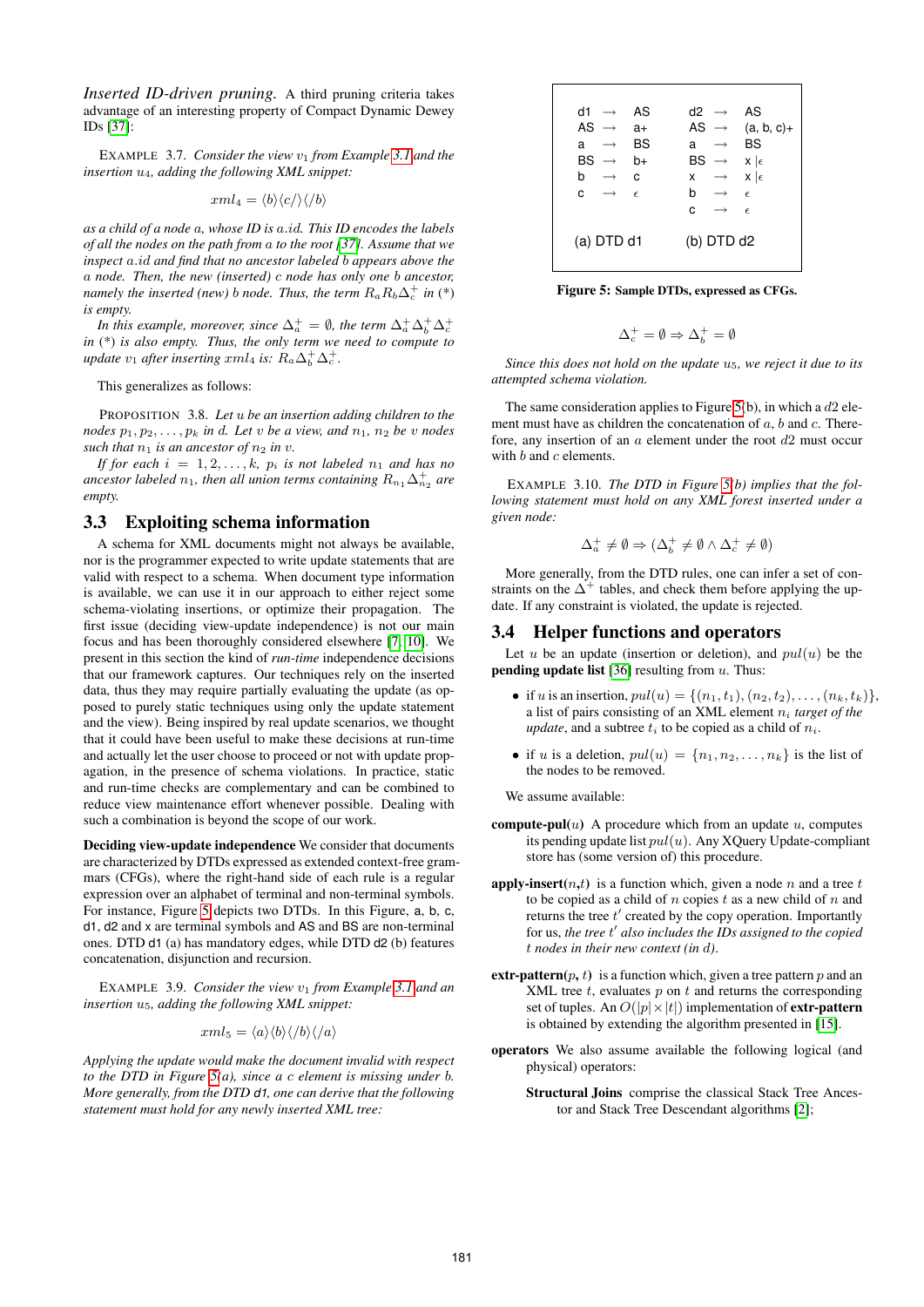*Inserted ID-driven pruning.* A third pruning criteria takes advantage of an interesting property of Compact Dynamic Dewey IDs [37]:

EXAMPLE 3.7. *Consider the view $v_1$ from Example 3.1 and the insertion $u_4$, adding the following XML snippet:*

$$xml_4 = \langle b \rangle \langle c/ \rangle \langle /b \rangle$$

*as a child of a node a, whose ID is a.id. This ID encodes the labels of all the nodes on the path from a to the root [37]. Assume that we inspect a.id and find that no ancestor labeled b appears above the a node. Then, the new (inserted) c node has only one b ancestor, namely the inserted (new) b node. Thus, the term $R_a R_b \Delta_c^+$ in (\*) is empty.*

*In this example, moreover, since $\Delta_a^+ = \emptyset$, the term $\Delta_a^+ \Delta_b^+ \Delta_c^+$ in (\*) is also empty. Thus, the only term we need to compute to update $v_1$ after inserting $xml_4$ is: $R_a \Delta_b^+ \Delta_c^+$.*

This generalizes as follows:

PROPOSITION 3.8. *Let u be an insertion adding children to the nodes $p_1, p_2, \ldots, p_k$ in d. Let v be a view, and $n_1$, $n_2$ be v nodes such that $n_1$ is an ancestor of $n_2$ in v.*

*If for each $i = 1, 2, \ldots, k$, $p_i$ is not labeled $n_1$ and has no ancestor labeled $n_1$, then all union terms containing $R_{n_1} \Delta_{n_2}^+$ are empty.*

## 3.3 Exploiting schema information

A schema for XML documents might not always be available, nor is the programmer expected to write update statements that are valid with respect to a schema. When document type information is available, we can use it in our approach to either reject some schema-violating insertions, or optimize their propagation. The first issue (deciding view-update independence) is not our main focus and has been thoroughly considered elsewhere [7, 10]. We present in this section the kind of *run-time* independence decisions that our framework captures. Our techniques rely on the inserted data, thus they may require partially evaluating the update (as opposed to purely static techniques using only the update statement and the view). Being inspired by real update scenarios, we thought that it could have been useful to make these decisions at run-time and actually let the user choose to proceed or not with update propagation, in the presence of schema violations. In practice, static and run-time checks are complementary and can be combined to reduce view maintenance effort whenever possible. Dealing with such a combination is beyond the scope of our work.

**Deciding view-update independence** We consider that documents are characterized by DTDs expressed as extended context-free grammars (CFGs), where the right-hand side of each rule is a regular expression over an alphabet of terminal and non-terminal symbols. For instance, Figure 5 depicts two DTDs. In this Figure, a, b, c, d1, d2 and x are terminal symbols and AS and BS are non-terminal ones. DTD d1 (a) has mandatory edges, while DTD d2 (b) features concatenation, disjunction and recursion.

EXAMPLE 3.9. *Consider the view $v_1$ from Example 3.1 and an insertion $u_5$, adding the following XML snippet:*

$$xml_5 = \langle a \rangle \langle b \rangle \langle /b \rangle \langle /a \rangle$$

*Applying the update would make the document invalid with respect to the DTD in Figure 5(a), since a c element is missing under b. More generally, from the DTD d1, one can derive that the following statement must hold for any newly inserted XML tree:*

| (a) DTD d1 | | | (b) DTD d2 | | |
|---|---|---|---|---|---|
| d1 | → | AS | d2 | → | AS |
| AS | → | a+ | AS | → | (a, b, c)+ |
| a | → | BS | a | → | BS |
| BS | → | b+ | BS | → | x \| $\epsilon$ |
| b | → | c | x | → | x \| $\epsilon$ |
| c | → | $\epsilon$ | b | → | $\epsilon$ |
| | | | c | → | $\epsilon$ |

**Figure 5: Sample DTDs, expressed as CFGs.**

$$\Delta_c^+ = \emptyset \Rightarrow \Delta_b^+ = \emptyset$$

*Since this does not hold on the update $u_5$, we reject it due to its attempted schema violation.*

The same consideration applies to Figure 5(b), in which a $d2$ element must have as children the concatenation of $a$, $b$ and $c$. Therefore, any insertion of an $a$ element under the root $d2$ must occur with $b$ and $c$ elements.

EXAMPLE 3.10. *The DTD in Figure 5(b) implies that the following statement must hold on any XML forest inserted under a given node:*

$$\Delta_a^+ \neq \emptyset \Rightarrow (\Delta_b^+ \neq \emptyset \wedge \Delta_c^+ \neq \emptyset)$$

More generally, from the DTD rules, one can infer a set of constraints on the $\Delta^+$ tables, and check them before applying the update. If any constraint is violated, the update is rejected.

## 3.4 Helper functions and operators

Let $u$ be an update (insertion or deletion), and $pul(u)$ be the **pending update list** [36] resulting from $u$. Thus:

- if $u$ is an insertion, $pul(u) = \{(n_1, t_1), (n_2, t_2), \ldots, (n_k, t_k)\}$, a list of pairs consisting of an XML element $n_i$ *target of the update*, and a subtree $t_i$ to be copied as a child of $n_i$.
- if $u$ is a deletion, $pul(u) = \{n_1, n_2, \ldots, n_k\}$ is the list of the nodes to be removed.

We assume available:

**compute-pul**($u$) A procedure which from an update $u$, computes its pending update list $pul(u)$. Any XQuery Update-compliant store has (some version of) this procedure.

**apply-insert**($n$,$t$) is a function which, given a node $n$ and a tree $t$ to be copied as a child of $n$ copies $t$ as a new child of $n$ and returns the tree $t'$ created by the copy operation. Importantly for us, *the tree $t'$ also includes the IDs assigned to the copied $t$ nodes in their new context (in d)*.

**extr-pattern**($p$, $t$) is a function which, given a tree pattern $p$ and an XML tree $t$, evaluates $p$ on $t$ and returns the corresponding set of tuples. An $O(|p| \times |t|)$ implementation of **extr-pattern** is obtained by extending the algorithm presented in [15].

**operators** We also assume available the following logical (and physical) operators:

**Structural Joins** comprise the classical Stack Tree Ancestor and Stack Tree Descendant algorithms [2];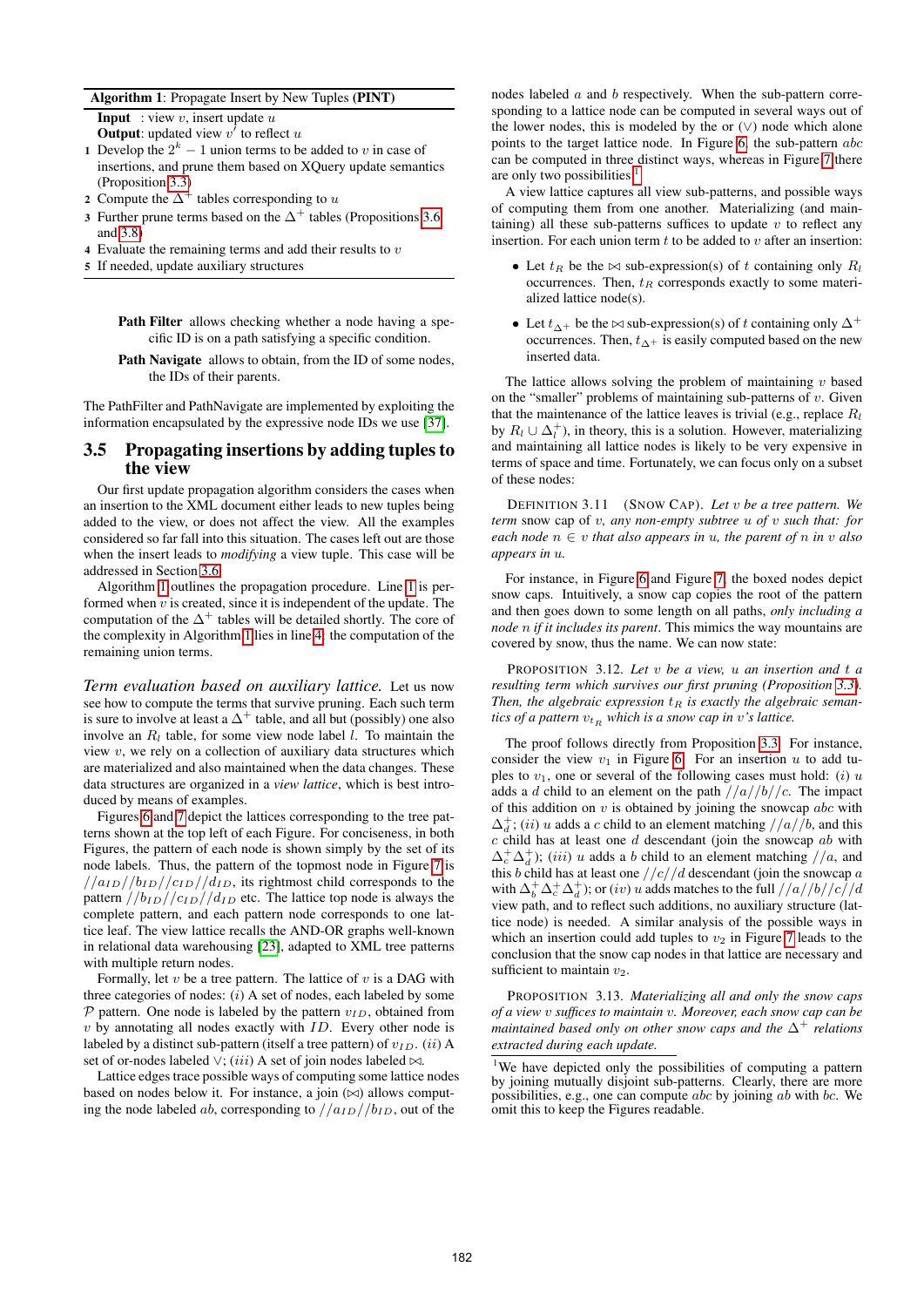**Algorithm 1**: Propagate Insert by New Tuples **(PINT)**

**Input** : view $v$, insert update $u$
**Output**: updated view $v'$ to reflect $u$

1. Develop the $2^k - 1$ union terms to be added to $v$ in case of insertions, and prune them based on XQuery update semantics (Proposition 3.3)
2. Compute the $\Delta^+$ tables corresponding to $u$
3. Further prune terms based on the $\Delta^+$ tables (Propositions 3.6 and 3.8)
4. Evaluate the remaining terms and add their results to $v$
5. If needed, update auxiliary structures

**Path Filter** allows checking whether a node having a specific ID is on a path satisfying a specific condition.

**Path Navigate** allows to obtain, from the ID of some nodes, the IDs of their parents.

The PathFilter and PathNavigate are implemented by exploiting the information encapsulated by the expressive node IDs we use [37].

## 3.5 Propagating insertions by adding tuples to the view

Our first update propagation algorithm considers the cases when an insertion to the XML document either leads to new tuples being added to the view, or does not affect the view. All the examples considered so far fall into this situation. The cases left out are those when the insert leads to *modifying* a view tuple. This case will be addressed in Section 3.6.

Algorithm 1 outlines the propagation procedure. Line 1 is performed when $v$ is created, since it is independent of the update. The computation of the $\Delta^+$ tables will be detailed shortly. The core of the complexity in Algorithm 1 lies in line 4, the computation of the remaining union terms.

*Term evaluation based on auxiliary lattice.* Let us now see how to compute the terms that survive pruning. Each such term is sure to involve at least a $\Delta^+$ table, and all but (possibly) one also involve an $R_l$ table, for some view node label $l$. To maintain the view $v$, we rely on a collection of auxiliary data structures which are materialized and also maintained when the data changes. These data structures are organized in a *view lattice*, which is best introduced by means of examples.

Figures 6 and 7 depict the lattices corresponding to the tree patterns shown at the top left of each Figure. For conciseness, in both Figures, the pattern of each node is shown simply by the set of its node labels. Thus, the pattern of the topmost node in Figure 7 is $//a_{ID}//b_{ID}//c_{ID}//d_{ID}$, its rightmost child corresponds to the pattern $//b_{ID}//c_{ID}//d_{ID}$ etc. The lattice top node is always the complete pattern, and each pattern node corresponds to one lattice leaf. The view lattice recalls the AND-OR graphs well-known in relational data warehousing [23], adapted to XML tree patterns with multiple return nodes.

Formally, let $v$ be a tree pattern. The lattice of $v$ is a DAG with three categories of nodes: $(i)$ A set of nodes, each labeled by some $\mathcal{P}$ pattern. One node is labeled by the pattern $v_{ID}$, obtained from $v$ by annotating all nodes exactly with $ID$. Every other node is labeled by a distinct sub-pattern (itself a tree pattern) of $v_{ID}$. $(ii)$ A set of or-nodes labeled $\vee$; $(iii)$ A set of join nodes labeled $\bowtie$.

Lattice edges trace possible ways of computing some lattice nodes based on nodes below it. For instance, a join ($\bowtie$) allows computing the node labeled $ab$, corresponding to $//a_{ID}//b_{ID}$, out of the nodes labeled $a$ and $b$ respectively. When the sub-pattern corresponding to a lattice node can be computed in several ways out of the lower nodes, this is modeled by the or ($\vee$) node which alone points to the target lattice node. In Figure 6, the sub-pattern $abc$ can be computed in three distinct ways, whereas in Figure 7 there are only two possibilities.[1]

A view lattice captures all view sub-patterns, and possible ways of computing them from one another. Materializing (and maintaining) all these sub-patterns suffices to update $v$ to reflect any insertion. For each union term $t$ to be added to $v$ after an insertion:

- Let $t_R$ be the $\bowtie$ sub-expression(s) of $t$ containing only $R_l$ occurrences. Then, $t_R$ corresponds exactly to some materialized lattice node(s).
- Let $t_{\Delta^+}$ be the $\bowtie$ sub-expression(s) of $t$ containing only $\Delta^+$ occurrences. Then, $t_{\Delta^+}$ is easily computed based on the new inserted data.

The lattice allows solving the problem of maintaining $v$ based on the "smaller" problems of maintaining sub-patterns of $v$. Given that the maintenance of the lattice leaves is trivial (e.g., replace $R_l$ by $R_l \cup \Delta_l^+$), in theory, this is a solution. However, materializing and maintaining all lattice nodes is likely to be very expensive in terms of space and time. Fortunately, we can focus only on a subset of these nodes:

DEFINITION 3.11 (SNOW CAP). *Let $v$ be a tree pattern. We term* snow cap *of $v$, any non-empty subtree $u$ of $v$ such that: for each node $n \in v$ that also appears in $u$, the parent of $n$ in $v$ also appears in $u$.*

For instance, in Figure 6 and Figure 7, the boxed nodes depict snow caps. Intuitively, a snow cap copies the root of the pattern and then goes down to some length on all paths, *only including a node $n$ if it includes its parent*. This mimics the way mountains are covered by snow, thus the name. We can now state:

PROPOSITION 3.12. *Let $v$ be a view, $u$ an insertion and $t$ a resulting term which survives our first pruning (Proposition 3.3). Then, the algebraic expression $t_R$ is exactly the algebraic semantics of a pattern $v_{t_R}$ which is a snow cap in $v$'s lattice.*

The proof follows directly from Proposition 3.3. For instance, consider the view $v_1$ in Figure 6. For an insertion $u$ to add tuples to $v_1$, one or several of the following cases must hold: $(i)$ $u$ adds a $d$ child to an element on the path $//a//b//c$. The impact of this addition on $v$ is obtained by joining the snowcap $abc$ with $\Delta_d^+$; $(ii)$ $u$ adds a $c$ child to an element matching $//a//b$, and this $c$ child has at least one $d$ descendant (join the snowcap $ab$ with $\Delta_c^+\Delta_d^+$); $(iii)$ $u$ adds a $b$ child to an element matching $//a$, and this $b$ child has at least one $//c//d$ descendant (join the snowcap $a$ with $\Delta_b^+\Delta_c^+\Delta_d^+$); or $(iv)$ $u$ adds matches to the full $//a//b//c//d$ view path, and to reflect such additions, no auxiliary structure (lattice node) is needed. A similar analysis of the possible ways in which an insertion could add tuples to $v_2$ in Figure 7 leads to the conclusion that the snow cap nodes in that lattice are necessary and sufficient to maintain $v_2$.

PROPOSITION 3.13. *Materializing all and only the snow caps of a view $v$ suffices to maintain $v$. Moreover, each snow cap can be maintained based only on other snow caps and the $\Delta^+$ relations extracted during each update.*

[1] We have depicted only the possibilities of computing a pattern by joining mutually disjoint sub-patterns. Clearly, there are more possibilities, e.g., one can compute $abc$ by joining $ab$ with $bc$. We omit this to keep the Figures readable.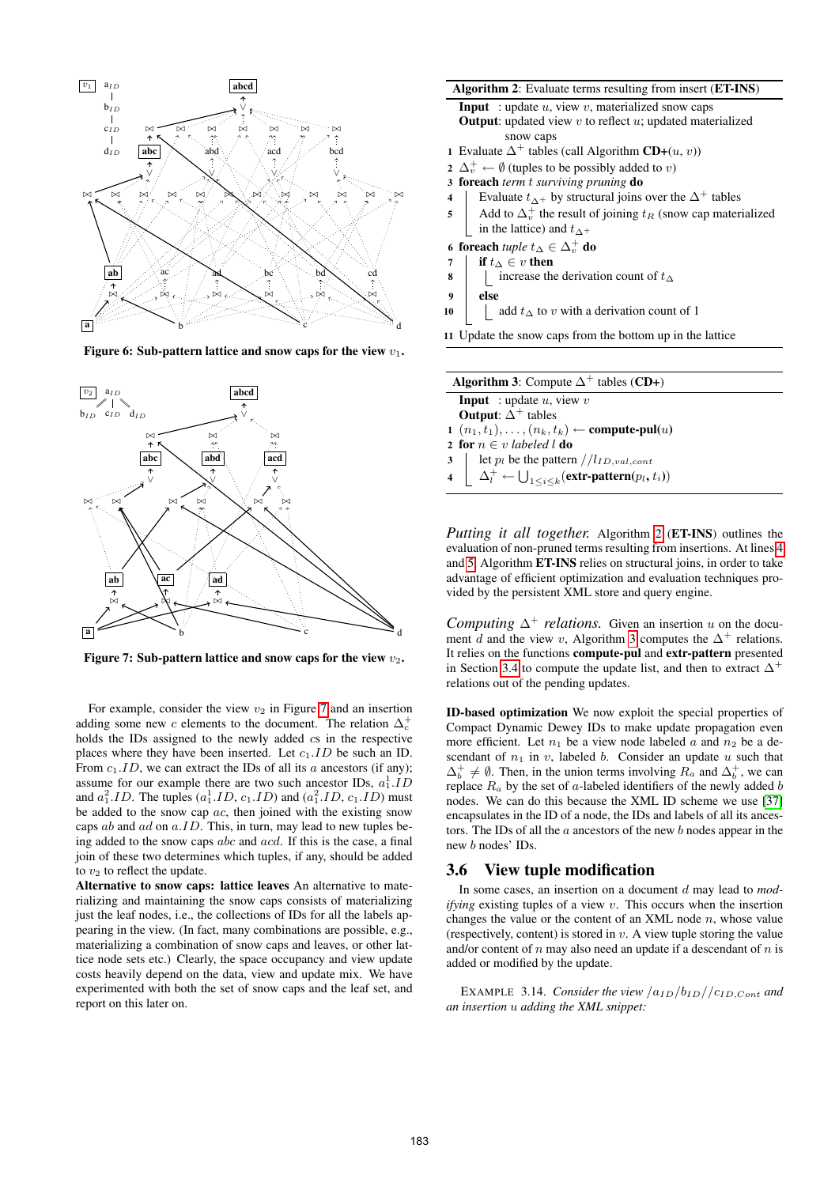Figure 6: Sub-pattern lattice and snow caps for the view $v_1$.

Figure 7: Sub-pattern lattice and snow caps for the view $v_2$.

For example, consider the view $v_2$ in Figure 7 and an insertion adding some new $c$ elements to the document. The relation $\Delta_c^+$ holds the IDs assigned to the newly added $c$s in the respective places where they have been inserted. Let $c_1.ID$ be such an ID. From $c_1.ID$, we can extract the IDs of all its $a$ ancestors (if any); assume for our example there are two such ancestor IDs, $a_1^1.ID$ and $a_1^2.ID$. The tuples ($a_1^1.ID$, $c_1.ID$) and ($a_1^2.ID$, $c_1.ID$) must be added to the snow cap $ac$, then joined with the existing snow caps $ab$ and $ad$ on $a.ID$. This, in turn, may lead to new tuples being added to the snow caps $abc$ and $acd$. If this is the case, a final join of these two determines which tuples, if any, should be added to $v_2$ to reflect the update.

**Alternative to snow caps: lattice leaves** An alternative to materializing and maintaining the snow caps consists of materializing just the leaf nodes, i.e., the collections of IDs for all the labels appearing in the view. (In fact, many combinations are possible, e.g., materializing a combination of snow caps and leaves, or other lattice node sets etc.) Clearly, the space occupancy and view update costs heavily depend on the data, view and update mix. We have experimented with both the set of snow caps and the leaf set, and report on this later on.

---

**Algorithm 2**: Evaluate terms resulting from insert (**ET-INS**)

**Input** : update $u$, view $v$, materialized snow caps
**Output**: updated view $v$ to reflect $u$; updated materialized snow caps

```
1  Evaluate Δ+ tables (call Algorithm CD+(u, v))
2  Δv+ ← ∅ (tuples to be possibly added to v)
3  foreach term t surviving pruning do
4      Evaluate t_Δ+ by structural joins over the Δ+ tables
5      Add to Δv+ the result of joining t_R (snow cap materialized
       in the lattice) and t_Δ+
6  foreach tuple t_Δ ∈ Δv+ do
7      if t_Δ ∈ v then
8          increase the derivation count of t_Δ
9      else
10         add t_Δ to v with a derivation count of 1
11 Update the snow caps from the bottom up in the lattice
```

---

**Algorithm 3**: Compute $\Delta^+$ tables (**CD+**)

**Input** : update $u$, view $v$
**Output**: $\Delta^+$ tables

```
1  (n1, t1), ..., (nk, tk) ← compute-pul(u)
2  for n ∈ v labeled l do
3      let p_l be the pattern //l_{ID,val,cont}
4      Δl+ ← ⋃_{1≤i≤k} (extr-pattern(p_l, t_i))
```

---

*Putting it all together.* Algorithm 2 (**ET-INS**) outlines the evaluation of non-pruned terms resulting from insertions. At lines 4 and 5, Algorithm **ET-INS** relies on structural joins, in order to take advantage of efficient optimization and evaluation techniques provided by the persistent XML store and query engine.

*Computing $\Delta^+$ relations.* Given an insertion $u$ on the document $d$ and the view $v$, Algorithm 3 computes the $\Delta^+$ relations. It relies on the functions **compute-pul** and **extr-pattern** presented in Section 3.4 to compute the update list, and then to extract $\Delta^+$ relations out of the pending updates.

**ID-based optimization** We now exploit the special properties of Compact Dynamic Dewey IDs to make update propagation even more efficient. Let $n_1$ be a view node labeled $a$ and $n_2$ be a descendant of $n_1$ in $v$, labeled $b$. Consider an update $u$ such that $\Delta_b^+ \neq \emptyset$. Then, in the union terms involving $R_a$ and $\Delta_b^+$, we can replace $R_a$ by the set of $a$-labeled identifiers of the newly added $b$ nodes. We can do this because the XML ID scheme we use [37] encapsulates in the ID of a node, the IDs and labels of all its ancestors. The IDs of all the $a$ ancestors of the new $b$ nodes appear in the new $b$ nodes' IDs.

## 3.6 View tuple modification

In some cases, an insertion on a document $d$ may lead to *modifying* existing tuples of a view $v$. This occurs when the insertion changes the value or the content of an XML node $n$, whose value (respectively, content) is stored in $v$. A view tuple storing the value and/or content of $n$ may also need an update if a descendant of $n$ is added or modified by the update.

EXAMPLE 3.14. *Consider the view $/a_{ID}/b_{ID}//c_{ID,Cont}$ and an insertion $u$ adding the XML snippet:*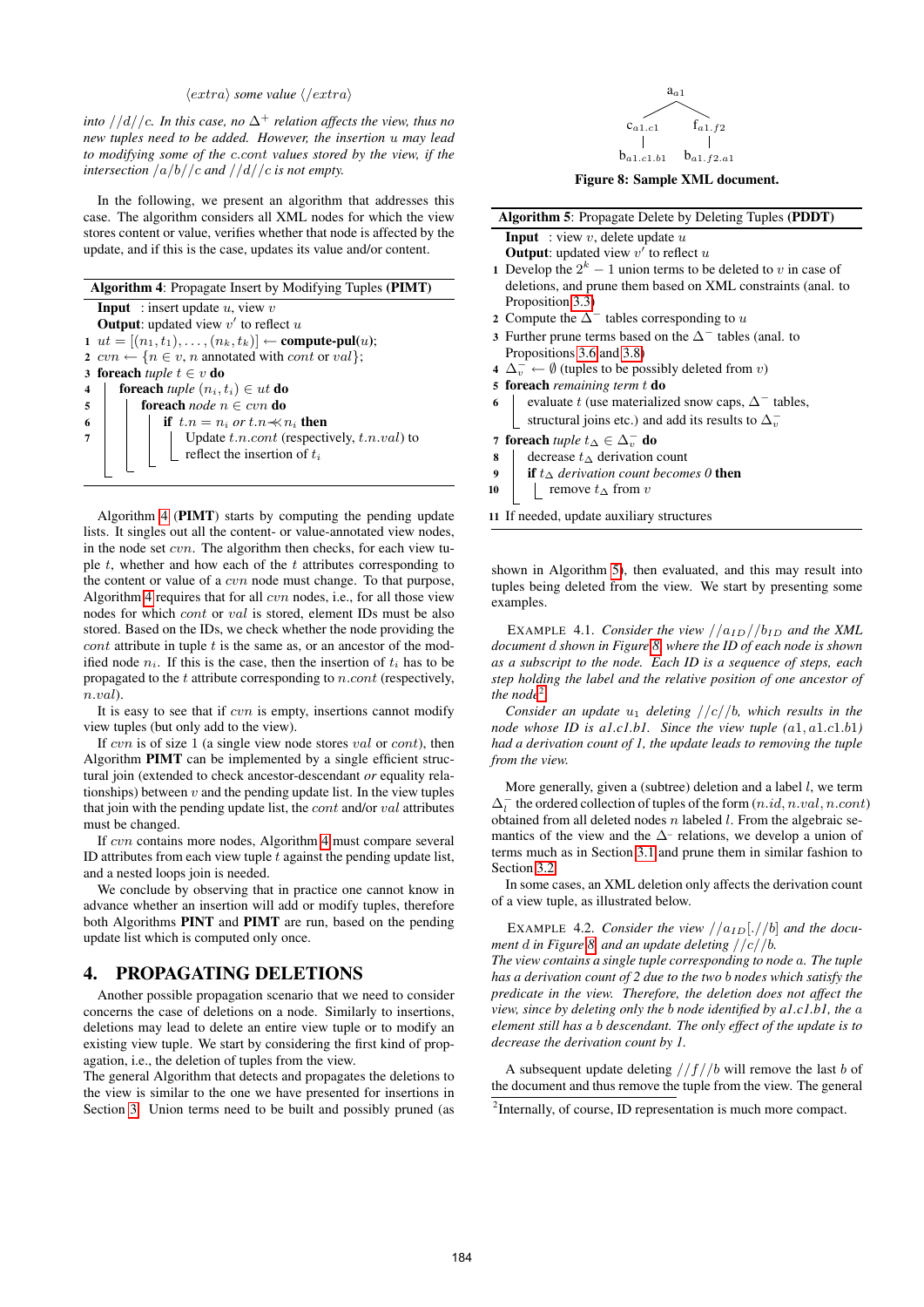$\langle extra \rangle$ *some value* $\langle /extra \rangle$

*into $//d//c$. In this case, no $\Delta^+$ relation affects the view, thus no new tuples need to be added. However, the insertion $u$ may lead to modifying some of the $c.cont$ values stored by the view, if the intersection $/a/b//c$ and $//d//c$ is not empty.*

In the following, we present an algorithm that addresses this case. The algorithm considers all XML nodes for which the view stores content or value, verifies whether that node is affected by the update, and if this is the case, updates its value and/or content.

**Algorithm 4**: Propagate Insert by Modifying Tuples **(PIMT)**

```
Input  : insert update u, view v
Output: updated view v' to reflect u
1 ut = [(n_1, t_1), ..., (n_k, t_k)] ← compute-pul(u);
2 cvn ← {n ∈ v, n annotated with cont or val};
3 foreach tuple t ∈ v do
4   foreach tuple (n_i, t_i) ∈ ut do
5     foreach node n ∈ cvn do
6       if t.n = n_i or t.n ≺≺ n_i then
7         Update t.n.cont (respectively, t.n.val) to
          reflect the insertion of t_i
```

Algorithm 4 (**PIMT**) starts by computing the pending update lists. It singles out all the content- or value-annotated view nodes, in the node set $cvn$. The algorithm then checks, for each view tuple $t$, whether and how each of the $t$ attributes corresponding to the content or value of a $cvn$ node must change. To that purpose, Algorithm 4 requires that for all $cvn$ nodes, i.e., for all those view nodes for which $cont$ or $val$ is stored, element IDs must be also stored. Based on the IDs, we check whether the node providing the $cont$ attribute in tuple $t$ is the same as, or an ancestor of the modified node $n_i$. If this is the case, then the insertion of $t_i$ has to be propagated to the $t$ attribute corresponding to $n.cont$ (respectively, $n.val$).

It is easy to see that if $cvn$ is empty, insertions cannot modify view tuples (but only add to the view).

If $cvn$ is of size 1 (a single view node stores $val$ or $cont$), then Algorithm **PIMT** can be implemented by a single efficient structural join (extended to check ancestor-descendant *or* equality relationships) between $v$ and the pending update list. In the view tuples that join with the pending update list, the $cont$ and/or $val$ attributes must be changed.

If $cvn$ contains more nodes, Algorithm 4 must compare several ID attributes from each view tuple $t$ against the pending update list, and a nested loops join is needed.

We conclude by observing that in practice one cannot know in advance whether an insertion will add or modify tuples, therefore both Algorithms **PINT** and **PIMT** are run, based on the pending update list which is computed only once.

## 4. PROPAGATING DELETIONS

Another possible propagation scenario that we need to consider concerns the case of deletions on a node. Similarly to insertions, deletions may lead to delete an entire view tuple or to modify an existing view tuple. We start by considering the first kind of propagation, i.e., the deletion of tuples from the view.

The general Algorithm that detects and propagates the deletions to the view is similar to the one we have presented for insertions in Section 3. Union terms need to be built and possibly pruned (as shown in Algorithm 5), then evaluated, and this may result into tuples being deleted from the view. We start by presenting some examples.

```
a_{a1}
├── c_{a1.c1}
│   └── b_{a1.c1.b1}
└── f_{a1.f2}
    └── b_{a1.f2.a1}
```

**Figure 8: Sample XML document.**

**Algorithm 5**: Propagate Delete by Deleting Tuples **(PDDT)**

```
Input  : view v, delete update u
Output: updated view v' to reflect u
1  Develop the 2^k − 1 union terms to be deleted to v in case of
   deletions, and prune them based on XML constraints (anal. to
   Proposition 3.3)
2  Compute the Δ⁻ tables corresponding to u
3  Further prune terms based on the Δ⁻ tables (anal. to
   Propositions 3.6 and 3.8)
4  Δ⁻_v ← ∅ (tuples to be possibly deleted from v)
5  foreach remaining term t do
6    evaluate t (use materialized snow caps, Δ⁻ tables,
     structural joins etc.) and add its results to Δ⁻_v
7  foreach tuple t_Δ ∈ Δ⁻_v do
8    decrease t_Δ derivation count
9    if t_Δ derivation count becomes 0 then
10     remove t_Δ from v
11 If needed, update auxiliary structures
```

EXAMPLE 4.1. *Consider the view $//a_{ID}//b_{ID}$ and the XML document $d$ shown in Figure 8, where the ID of each node is shown as a subscript to the node. Each ID is a sequence of steps, each step holding the label and the relative position of one ancestor of the node*[2].

*Consider an update $u_1$ deleting $//c//b$, which results in the node whose ID is a1.c1.b1. Since the view tuple (a1, a1.c1.b1) had a derivation count of 1, the update leads to removing the tuple from the view.*

More generally, given a (subtree) deletion and a label $l$, we term $\Delta_l^-$ the ordered collection of tuples of the form $(n.id, n.val, n.cont)$ obtained from all deleted nodes $n$ labeled $l$. From the algebraic semantics of the view and the $\Delta^-$ relations, we develop a union of terms much as in Section 3.1 and prune them in similar fashion to Section 3.2.

In some cases, an XML deletion only affects the derivation count of a view tuple, as illustrated below.

EXAMPLE 4.2. *Consider the view $//a_{ID}[.//b]$ and the document $d$ in Figure 8, and an update deleting $//c//b$.*
*The view contains a single tuple corresponding to node $a$. The tuple has a derivation count of 2 due to the two $b$ nodes which satisfy the predicate in the view. Therefore, the deletion does not affect the view, since by deleting only the $b$ node identified by a1.c1.b1, the $a$ element still has a $b$ descendant. The only effect of the update is to decrease the derivation count by 1.*

A subsequent update deleting $//f//b$ will remove the last $b$ of the document and thus remove the tuple from the view. The general

[2]Internally, of course, ID representation is much more compact.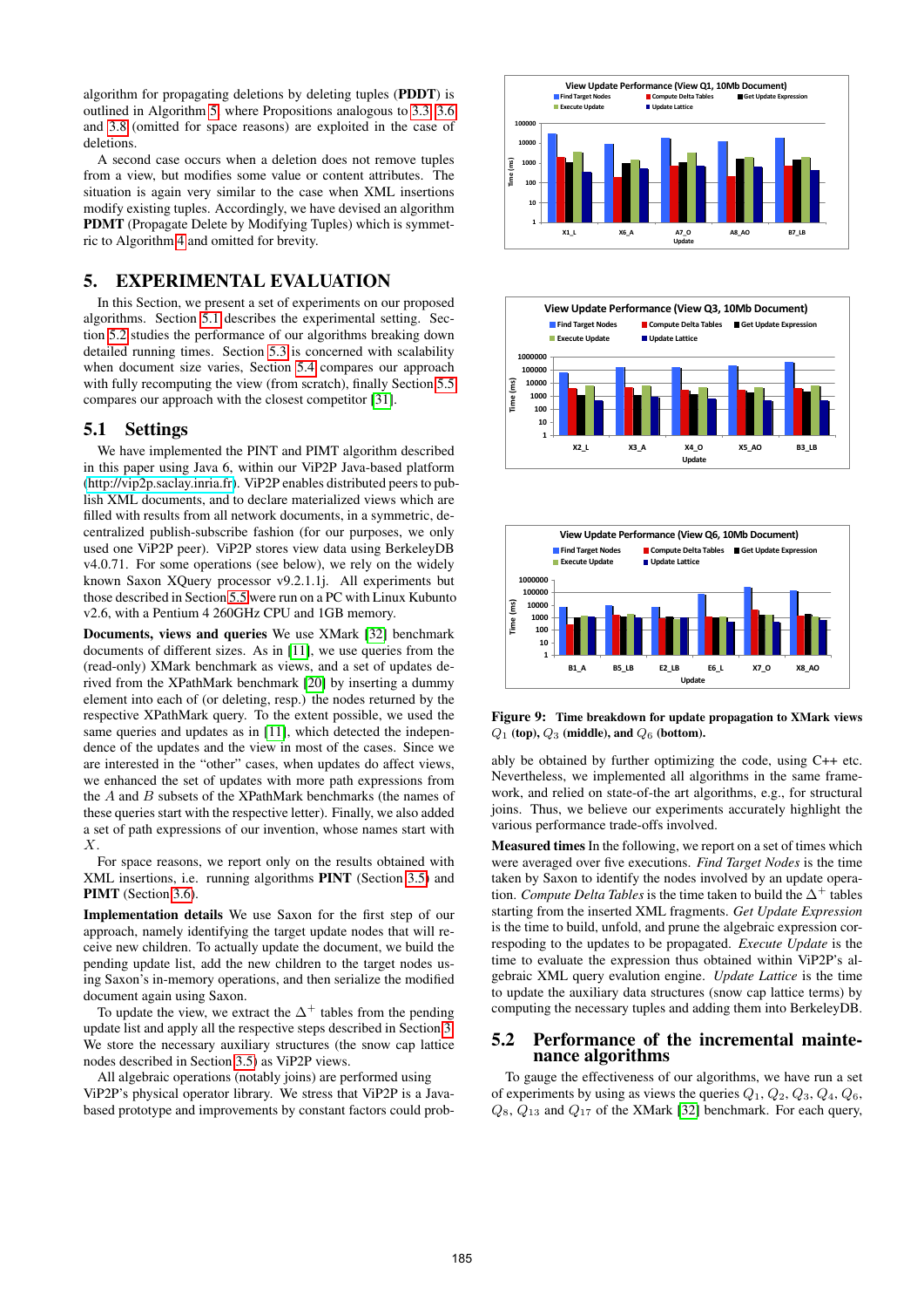algorithm for propagating deletions by deleting tuples (**PDDT**) is outlined in Algorithm 5, where Propositions analogous to 3.3, 3.6 and 3.8 (omitted for space reasons) are exploited in the case of deletions.

A second case occurs when a deletion does not remove tuples from a view, but modifies some value or content attributes. The situation is again very similar to the case when XML insertions modify existing tuples. Accordingly, we have devised an algorithm **PDMT** (Propagate Delete by Modifying Tuples) which is symmetric to Algorithm 4 and omitted for brevity.

# 5. EXPERIMENTAL EVALUATION

In this Section, we present a set of experiments on our proposed algorithms. Section 5.1 describes the experimental setting. Section 5.2 studies the performance of our algorithms breaking down detailed running times. Section 5.3 is concerned with scalability when document size varies, Section 5.4 compares our approach with fully recomputing the view (from scratch), finally Section 5.5 compares our approach with the closest competitor [31].

## 5.1 Settings

We have implemented the PINT and PIMT algorithm described in this paper using Java 6, within our ViP2P Java-based platform (http://vip2p.saclay.inria.fr). ViP2P enables distributed peers to publish XML documents, and to declare materialized views which are filled with results from all network documents, in a symmetric, decentralized publish-subscribe fashion (for our purposes, we only used one ViP2P peer). ViP2P stores view data using BerkeleyDB v4.0.71. For some operations (see below), we rely on the widely known Saxon XQuery processor v9.2.1.1j. All experiments but those described in Section 5.5 were run on a PC with Linux Kubunto v2.6, with a Pentium 4 260GHz CPU and 1GB memory.

**Documents, views and queries** We use XMark [32] benchmark documents of different sizes. As in [11], we use queries from the (read-only) XMark benchmark as views, and a set of updates derived from the XPathMark benchmark [20] by inserting a dummy element into each of (or deleting, resp.) the nodes returned by the respective XPathMark query. To the extent possible, we used the same queries and updates as in [11], which detected the independence of the updates and the view in most of the cases. Since we are interested in the "other" cases, when updates do affect views, we enhanced the set of updates with more path expressions from the $A$ and $B$ subsets of the XPathMark benchmarks (the names of these queries start with the respective letter). Finally, we also added a set of path expressions of our invention, whose names start with $X$.

For space reasons, we report only on the results obtained with XML insertions, i.e. running algorithms **PINT** (Section 3.5) and **PIMT** (Section 3.6).

**Implementation details** We use Saxon for the first step of our approach, namely identifying the target update nodes that will receive new children. To actually update the document, we build the pending update list, add the new children to the target nodes using Saxon's in-memory operations, and then serialize the modified document again using Saxon.

To update the view, we extract the $\Delta^+$ tables from the pending update list and apply all the respective steps described in Section 3. We store the necessary auxiliary structures (the snow cap lattice nodes described in Section 3.5) as ViP2P views.

All algebraic operations (notably joins) are performed using ViP2P's physical operator library. We stress that ViP2P is a Java-based prototype and improvements by constant factors could probably be obtained by further optimizing the code, using C++ etc. Nevertheless, we implemented all algorithms in the same framework, and relied on state-of-the-art algorithms, e.g., for structural joins. Thus, we believe our experiments accurately highlight the various performance trade-offs involved.

**Figure 9: Time breakdown for update propagation to XMark views $Q_1$ (top), $Q_3$ (middle), and $Q_6$ (bottom).**

**Measured times** In the following, we report on a set of times which were averaged over five executions. *Find Target Nodes* is the time taken by Saxon to identify the nodes involved by an update operation. *Compute Delta Tables* is the time taken to build the $\Delta^+$ tables starting from the inserted XML fragments. *Get Update Expression* is the time to build, unfold, and prune the algebraic expression corresponding to the updates to be propagated. *Execute Update* is the time to evaluate the expression thus obtained within ViP2P's algebraic XML query evalution engine. *Update Lattice* is the time to update the auxiliary data structures (snow cap lattice terms) by computing the necessary tuples and adding them into BerkeleyDB.

## 5.2 Performance of the incremental maintenance algorithms

To gauge the effectiveness of our algorithms, we have run a set of experiments by using as views the queries $Q_1$, $Q_2$, $Q_3$, $Q_4$, $Q_6$, $Q_8$, $Q_{13}$ and $Q_{17}$ of the XMark [32] benchmark. For each query,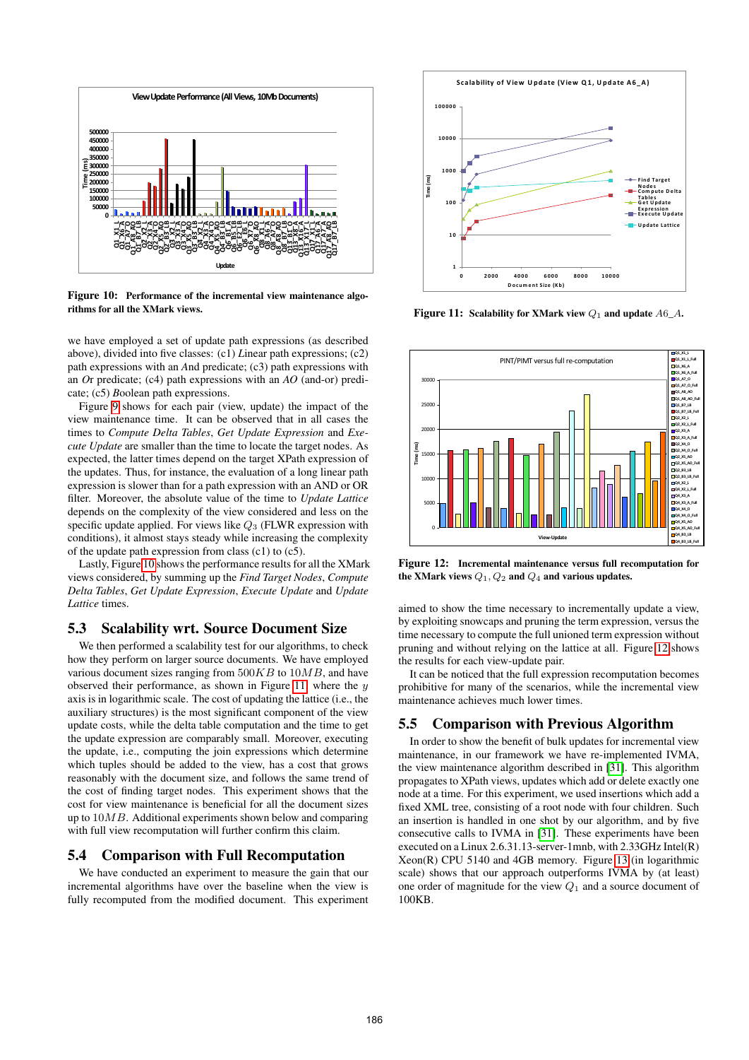**Figure 10: Performance of the incremental view maintenance algorithms for all the XMark views.**

**Figure 11: Scalability for XMark view $Q_1$ and update $A6\_A$.**

**Figure 12: Incremental maintenance versus full recomputation for the XMark views $Q_1$, $Q_2$ and $Q_4$ and various updates.**

we have employed a set of update path expressions (as described above), divided into five classes: (c1) *L*inear path expressions; (c2) path expressions with an *And* predicate; (c3) path expressions with an *Or* predicate; (c4) path expressions with an *AO* (and-or) predicate; (c5) *Boolean* path expressions.

Figure 9 shows for each pair (view, update) the impact of the view maintenance time. It can be observed that in all cases the times to *Compute Delta Tables*, *Get Update Expression* and *Execute Update* are smaller than the time to locate the target nodes. As expected, the latter times depend on the target XPath expression of the updates. Thus, for instance, the evaluation of a long linear path expression is slower than for a path expression with an AND or OR filter. Moreover, the absolute value of the time to *Update Lattice* depends on the complexity of the view considered and less on the specific update applied. For views like $Q_3$ (FLWR expression with conditions), it almost stays steady while increasing the complexity of the update path expression from class (c1) to (c5).

Lastly, Figure 10 shows the performance results for all the XMark views considered, by summing up the *Find Target Nodes*, *Compute Delta Tables*, *Get Update Expression*, *Execute Update* and *Update Lattice* times.

## 5.3 Scalability wrt. Source Document Size

We then performed a scalability test for our algorithms, to check how they perform on larger source documents. We have employed various document sizes ranging from $500KB$ to $10MB$, and have observed their performance, as shown in Figure 11, where the $y$ axis is in logarithmic scale. The cost of updating the lattice (i.e., the auxiliary structures) is the most significant component of the view update costs, while the delta table computation and the time to get the update expression are comparably small. Moreover, executing the update, i.e., computing the join expressions which determine which tuples should be added to the view, has a cost that grows reasonably with the document size, and follows the same trend of the cost of finding target nodes. This experiment shows that the cost for view maintenance is beneficial for all the document sizes up to $10MB$. Additional experiments shown below and comparing with full view recomputation will further confirm this claim.

## 5.4 Comparison with Full Recomputation

We have conducted an experiment to measure the gain that our incremental algorithms have over the baseline when the view is fully recomputed from the modified document. This experiment aimed to show the time necessary to incrementally update a view, by exploiting snowcaps and pruning the term expression, versus the time necessary to compute the full unioned term expression without pruning and without relying on the lattice at all. Figure 12 shows the results for each view-update pair.

It can be noticed that the full expression recomputation becomes prohibitive for many of the scenarios, while the incremental view maintenance achieves much lower times.

## 5.5 Comparison with Previous Algorithm

In order to show the benefit of bulk updates for incremental view maintenance, in our framework we have re-implemented IVMA, the view maintenance algorithm described in [31]. This algorithm propagates to XPath views, updates which add or delete exactly one node at a time. For this experiment, we used insertions which add a fixed XML tree, consisting of a root node with four children. Such an insertion is handled in one shot by our algorithm, and by five consecutive calls to IVMA in [31]. These experiments have been executed on a Linux 2.6.31.13-server-1mnb, with 2.33GHz Intel(R) Xeon(R) CPU 5140 and 4GB memory. Figure 13 (in logarithmic scale) shows that our approach outperforms IVMA by (at least) one order of magnitude for the view $Q_1$ and a source document of 100KB.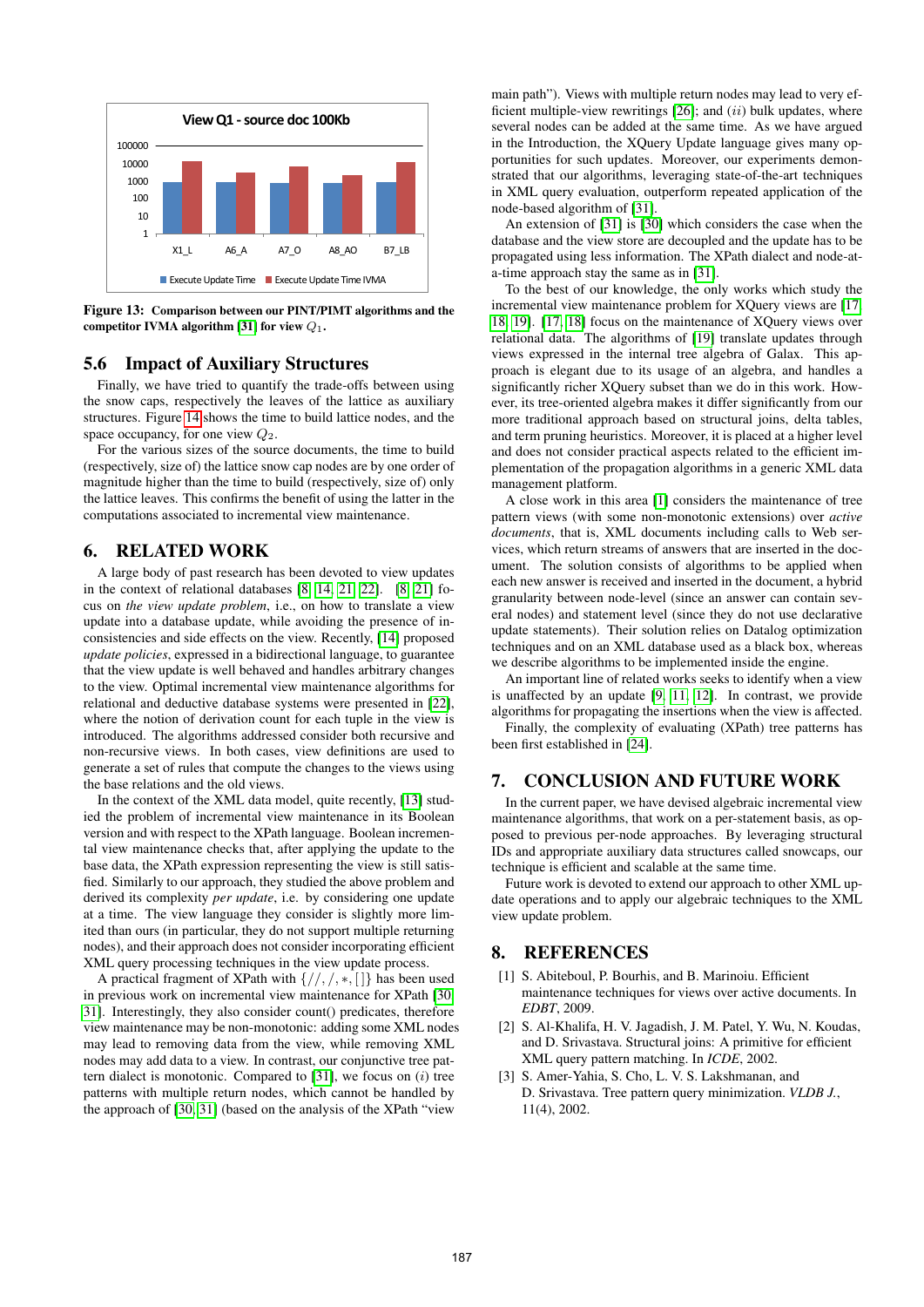Figure 13: Comparison between our PINT/PIMT algorithms and the competitor IVMA algorithm [31] for view $Q_1$.

## 5.6 Impact of Auxiliary Structures

Finally, we have tried to quantify the trade-offs between using the snow caps, respectively the leaves of the lattice as auxiliary structures. Figure 14 shows the time to build lattice nodes, and the space occupancy, for one view $Q_2$.

For the various sizes of the source documents, the time to build (respectively, size of) the lattice snow cap nodes are by one order of magnitude higher than the time to build (respectively, size of) only the lattice leaves. This confirms the benefit of using the latter in the computations associated to incremental view maintenance.

## 6. RELATED WORK

A large body of past research has been devoted to view updates in the context of relational databases [8, 14, 21, 22]. [8, 21] focus on *the view update problem*, i.e., on how to translate a view update into a database update, while avoiding the presence of inconsistencies and side effects on the view. Recently, [14] proposed *update policies*, expressed in a bidirectional language, to guarantee that the view update is well behaved and handles arbitrary changes to the view. Optimal incremental view maintenance algorithms for relational and deductive database systems were presented in [22], where the notion of derivation count for each tuple in the view is introduced. The algorithms addressed consider both recursive and non-recursive views. In both cases, view definitions are used to generate a set of rules that compute the changes to the views using the base relations and the old views.

In the context of the XML data model, quite recently, [13] studied the problem of incremental view maintenance in its Boolean version and with respect to the XPath language. Boolean incremental view maintenance checks that, after applying the update to the base data, the XPath expression representing the view is still satisfied. Similarly to our approach, they studied the above problem and derived its complexity *per update*, i.e. by considering one update at a time. The view language they consider is slightly more limited than ours (in particular, they do not support multiple returning nodes), and their approach does not consider incorporating efficient XML query processing techniques in the view update process.

A practical fragment of XPath with $\{//, /, *, []\}$ has been used in previous work on incremental view maintenance for XPath [30, 31]. Interestingly, they also consider count() predicates, therefore view maintenance may be non-monotonic: adding some XML nodes may lead to removing data from the view, while removing XML nodes may add data to a view. In contrast, our conjunctive tree pattern dialect is monotonic. Compared to [31], we focus on $(i)$ tree patterns with multiple return nodes, which cannot be handled by the approach of [30, 31] (based on the analysis of the XPath "view main path"). Views with multiple return nodes may lead to very efficient multiple-view rewritings [26]; and $(ii)$ bulk updates, where several nodes can be added at the same time. As we have argued in the Introduction, the XQuery Update language gives many opportunities for such updates. Moreover, our experiments demonstrated that our algorithms, leveraging state-of-the-art techniques in XML query evaluation, outperform repeated application of the node-based algorithm of [31].

An extension of [31] is [30] which considers the case when the database and the view store are decoupled and the update has to be propagated using less information. The XPath dialect and node-at-a-time approach stay the same as in [31].

To the best of our knowledge, the only works which study the incremental view maintenance problem for XQuery views are [17, 18, 19]. [17, 18] focus on the maintenance of XQuery views over relational data. The algorithms of [19] translate updates through views expressed in the internal tree algebra of Galax. This approach is elegant due to its usage of an algebra, and handles a significantly richer XQuery subset than we do in this work. However, its tree-oriented algebra makes it differ significantly from our more traditional approach based on structural joins, delta tables, and term pruning heuristics. Moreover, it is placed at a higher level and does not consider practical aspects related to the efficient implementation of the propagation algorithms in a generic XML data management platform.

A close work in this area [1] considers the maintenance of tree pattern views (with some non-monotonic extensions) over *active documents*, that is, XML documents including calls to Web services, which return streams of answers that are inserted in the document. The solution consists of algorithms to be applied when each new answer is received and inserted in the document, a hybrid granularity between node-level (since an answer can contain several nodes) and statement level (since they do not use declarative update statements). Their solution relies on Datalog optimization techniques and on an XML database used as a black box, whereas we describe algorithms to be implemented inside the engine.

An important line of related works seeks to identify when a view is unaffected by an update [9, 11, 12]. In contrast, we provide algorithms for propagating the insertions when the view is affected.

Finally, the complexity of evaluating (XPath) tree patterns has been first established in [24].

## 7. CONCLUSION AND FUTURE WORK

In the current paper, we have devised algebraic incremental view maintenance algorithms, that work on a per-statement basis, as opposed to previous per-node approaches. By leveraging structural IDs and appropriate auxiliary data structures called snowcaps, our technique is efficient and scalable at the same time.

Future work is devoted to extend our approach to other XML update operations and to apply our algebraic techniques to the XML view update problem.

## 8. REFERENCES

[1] S. Abiteboul, P. Bourhis, and B. Marinoiu. Efficient maintenance techniques for views over active documents. In *EDBT*, 2009.

[2] S. Al-Khalifa, H. V. Jagadish, J. M. Patel, Y. Wu, N. Koudas, and D. Srivastava. Structural joins: A primitive for efficient XML query pattern matching. In *ICDE*, 2002.

[3] S. Amer-Yahia, S. Cho, L. V. S. Lakshmanan, and D. Srivastava. Tree pattern query minimization. *VLDB J.*, 11(4), 2002.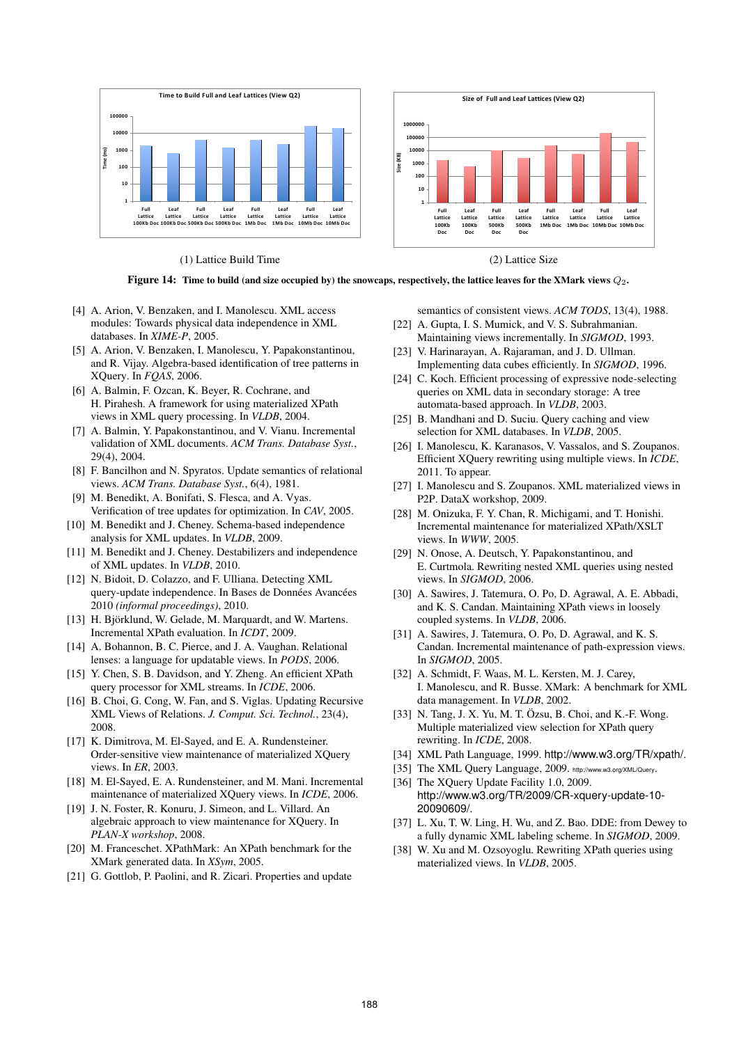Time to Build Full and Leaf Lattices (View Q2)

Time (ms)

100000
10000
1000
100
10
1

Full Lattice 100Kb Doc
Leaf Lattice 100Kb Doc
Full Lattice 500Kb Doc
Leaf Lattice 500Kb Doc
Full Lattice 1Mb Doc
Leaf Lattice 1Mb Doc
Full Lattice 10Mb Doc
Leaf Lattice 10Mb Doc

(1) Lattice Build Time

Size of Full and Leaf Lattices (View Q2)

Size (KB)

1000000
100000
10000
1000
100
10
1

Full Lattice 100Kb Doc
Leaf Lattice 100Kb Doc
Full Lattice 500Kb Doc
Leaf Lattice 500Kb Doc
Full Lattice 1Mb Doc
Leaf Lattice 1Mb Doc
Full Lattice 10Mb Doc
Leaf Lattice 10Mb Doc

(2) Lattice Size

**Figure 14: Time to build (and size occupied by) the snowcaps, respectively, the lattice leaves for the XMark views $Q_2$.**

[4] A. Arion, V. Benzaken, and I. Manolescu. XML access modules: Towards physical data independence in XML databases. In *XIME-P*, 2005.

[5] A. Arion, V. Benzaken, I. Manolescu, Y. Papakonstantinou, and R. Vijay. Algebra-based identification of tree patterns in XQuery. In *FQAS*, 2006.

[6] A. Balmin, F. Ozcan, K. Beyer, R. Cochrane, and H. Pirahesh. A framework for using materialized XPath views in XML query processing. In *VLDB*, 2004.

[7] A. Balmin, Y. Papakonstantinou, and V. Vianu. Incremental validation of XML documents. *ACM Trans. Database Syst.*, 29(4), 2004.

[8] F. Bancilhon and N. Spyratos. Update semantics of relational views. *ACM Trans. Database Syst.*, 6(4), 1981.

[9] M. Benedikt, A. Bonifati, S. Flesca, and A. Vyas. Verification of tree updates for optimization. In *CAV*, 2005.

[10] M. Benedikt and J. Cheney. Schema-based independence analysis for XML updates. In *VLDB*, 2009.

[11] M. Benedikt and J. Cheney. Destabilizers and independence of XML updates. In *VLDB*, 2010.

[12] N. Bidoit, D. Colazzo, and F. Ulliana. Detecting XML query-update independence. In Bases de Données Avancées 2010 *(informal proceedings)*, 2010.

[13] H. Björklund, W. Gelade, M. Marquardt, and W. Martens. Incremental XPath evaluation. In *ICDT*, 2009.

[14] A. Bohannon, B. C. Pierce, and J. A. Vaughan. Relational lenses: a language for updatable views. In *PODS*, 2006.

[15] Y. Chen, S. B. Davidson, and Y. Zheng. An efficient XPath query processor for XML streams. In *ICDE*, 2006.

[16] B. Choi, G. Cong, W. Fan, and S. Viglas. Updating Recursive XML Views of Relations. *J. Comput. Sci. Technol.*, 23(4), 2008.

[17] K. Dimitrova, M. El-Sayed, and E. A. Rundensteiner. Order-sensitive view maintenance of materialized XQuery views. In *ER*, 2003.

[18] M. El-Sayed, E. A. Rundensteiner, and M. Mani. Incremental maintenance of materialized XQuery views. In *ICDE*, 2006.

[19] J. N. Foster, R. Konuru, J. Simeon, and L. Villard. An algebraic approach to view maintenance for XQuery. In *PLAN-X workshop*, 2008.

[20] M. Franceschet. XPathMark: An XPath benchmark for the XMark generated data. In *XSym*, 2005.

[21] G. Gottlob, P. Paolini, and R. Zicari. Properties and update semantics of consistent views. *ACM TODS*, 13(4), 1988.

[22] A. Gupta, I. S. Mumick, and V. S. Subrahmanian. Maintaining views incrementally. In *SIGMOD*, 1993.

[23] V. Harinarayan, A. Rajaraman, and J. D. Ullman. Implementing data cubes efficiently. In *SIGMOD*, 1996.

[24] C. Koch. Efficient processing of expressive node-selecting queries on XML data in secondary storage: A tree automata-based approach. In *VLDB*, 2003.

[25] B. Mandhani and D. Suciu. Query caching and view selection for XML databases. In *VLDB*, 2005.

[26] I. Manolescu, K. Karanasos, V. Vassalos, and S. Zoupanos. Efficient XQuery rewriting using multiple views. In *ICDE*, 2011. To appear.

[27] I. Manolescu and S. Zoupanos. XML materialized views in P2P. DataX workshop, 2009.

[28] M. Onizuka, F. Y. Chan, R. Michigami, and T. Honishi. Incremental maintenance for materialized XPath/XSLT views. In *WWW*, 2005.

[29] N. Onose, A. Deutsch, Y. Papakonstantinou, and E. Curtmola. Rewriting nested XML queries using nested views. In *SIGMOD*, 2006.

[30] A. Sawires, J. Tatemura, O. Po, D. Agrawal, A. E. Abbadi, and K. S. Candan. Maintaining XPath views in loosely coupled systems. In *VLDB*, 2006.

[31] A. Sawires, J. Tatemura, O. Po, D. Agrawal, and K. S. Candan. Incremental maintenance of path-expression views. In *SIGMOD*, 2005.

[32] A. Schmidt, F. Waas, M. L. Kersten, M. J. Carey, I. Manolescu, and R. Busse. XMark: A benchmark for XML data management. In *VLDB*, 2002.

[33] N. Tang, J. X. Yu, M. T. Özsu, B. Choi, and K.-F. Wong. Multiple materialized view selection for XPath query rewriting. In *ICDE*, 2008.

[34] XML Path Language, 1999. http://www.w3.org/TR/xpath/.

[35] The XML Query Language, 2009. http://www.w3.org/XML/Query.

[36] The XQuery Update Facility 1.0, 2009. http://www.w3.org/TR/2009/CR-xquery-update-10-20090609/.

[37] L. Xu, T. W. Ling, H. Wu, and Z. Bao. DDE: from Dewey to a fully dynamic XML labeling scheme. In *SIGMOD*, 2009.

[38] W. Xu and M. Ozsoyoglu. Rewriting XPath queries using materialized views. In *VLDB*, 2005.